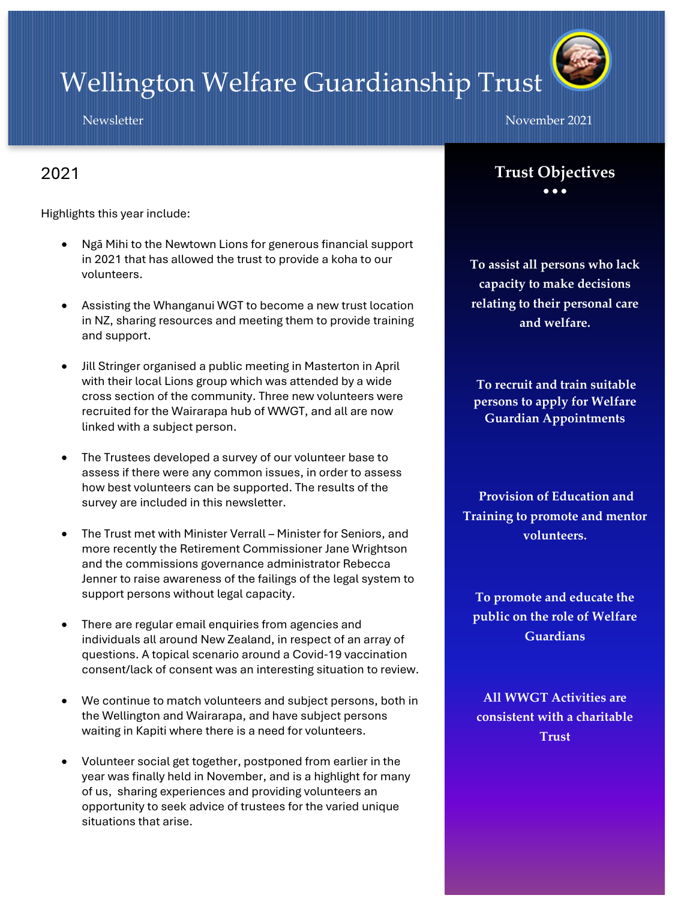# Wellington Welfare Guardianship Trust

Newsletter

November 2021

## 2021

Highlights this year include:

- Ngā Mihi to the Newtown Lions for generous financial support in 2021 that has allowed the trust to provide a koha to our volunteers.
- Assisting the Whanganui WGT to become a new trust location in NZ, sharing resources and meeting them to provide training and support.
- Jill Stringer organised a public meeting in Masterton in April with their local Lions group which was attended by a wide cross section of the community. Three new volunteers were recruited for the Wairarapa hub of WWGT, and all are now linked with a subject person.
- The Trustees developed a survey of our volunteer base to assess if there were any common issues, in order to assess how best volunteers can be supported. The results of the survey are included in this newsletter.
- The Trust met with Minister Verrall – Minister for Seniors, and more recently the Retirement Commissioner Jane Wrightson and the commissions governance administrator Rebecca Jenner to raise awareness of the failings of the legal system to support persons without legal capacity.
- There are regular email enquiries from agencies and individuals all around New Zealand, in respect of an array of questions. A topical scenario around a Covid-19 vaccination consent/lack of consent was an interesting situation to review.
- We continue to match volunteers and subject persons, both in the Wellington and Wairarapa, and have subject persons waiting in Kapiti where there is a need for volunteers.
- Volunteer social get together, postponed from earlier in the year was finally held in November, and is a highlight for many of us, sharing experiences and providing volunteers an opportunity to seek advice of trustees for the varied unique situations that arise.

## Trust Objectives

**To assist all persons who lack capacity to make decisions relating to their personal care and welfare.**

**To recruit and train suitable persons to apply for Welfare Guardian Appointments**

**Provision of Education and Training to promote and mentor volunteers.**

**To promote and educate the public on the role of Welfare Guardians**

**All WWGT Activities are consistent with a charitable Trust**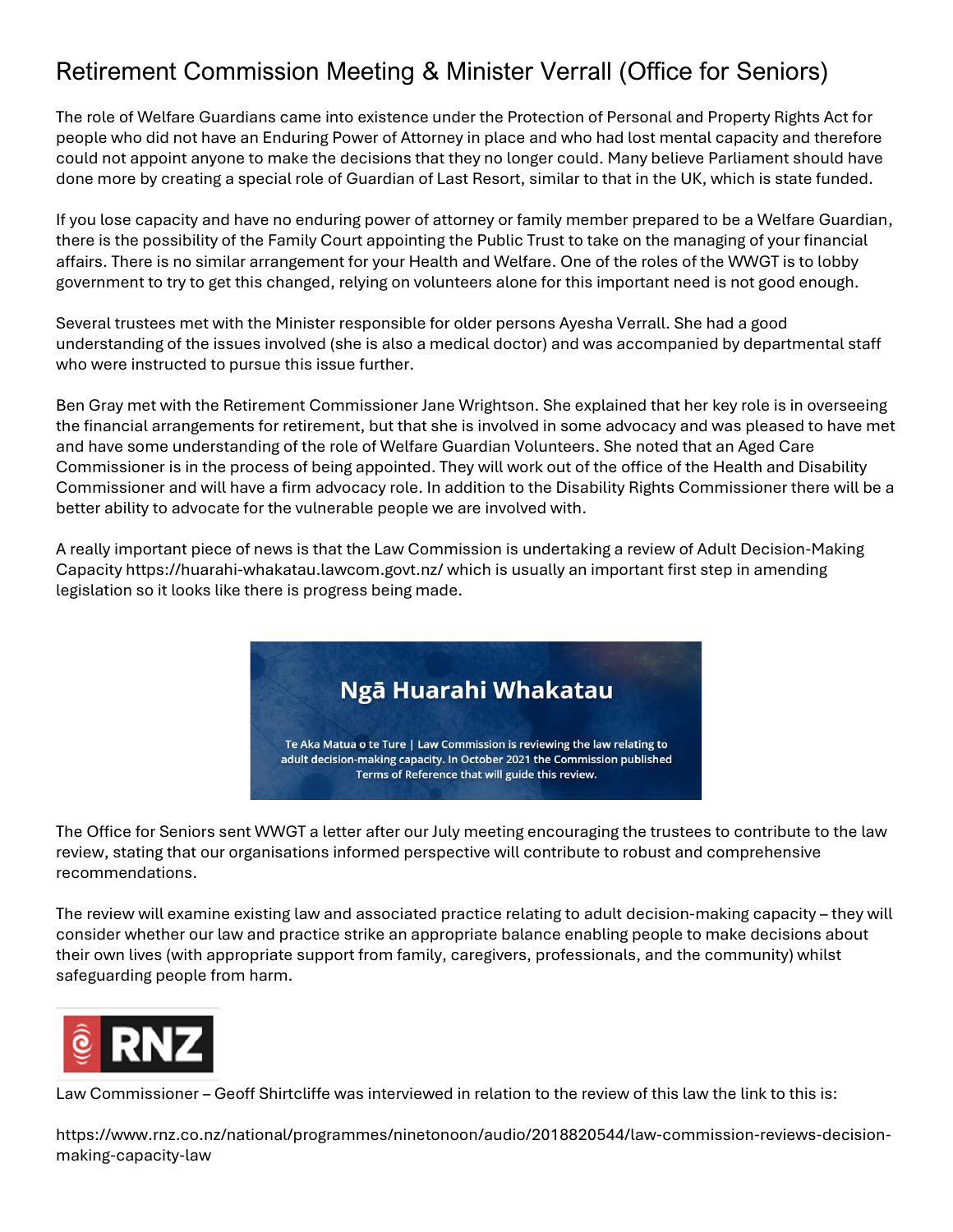# Retirement Commission Meeting & Minister Verrall (Office for Seniors)

The role of Welfare Guardians came into existence under the Protection of Personal and Property Rights Act for people who did not have an Enduring Power of Attorney in place and who had lost mental capacity and therefore could not appoint anyone to make the decisions that they no longer could. Many believe Parliament should have done more by creating a special role of Guardian of Last Resort, similar to that in the UK, which is state funded.

If you lose capacity and have no enduring power of attorney or family member prepared to be a Welfare Guardian, there is the possibility of the Family Court appointing the Public Trust to take on the managing of your financial affairs. There is no similar arrangement for your Health and Welfare. One of the roles of the WWGT is to lobby government to try to get this changed, relying on volunteers alone for this important need is not good enough.

Several trustees met with the Minister responsible for older persons Ayesha Verrall. She had a good understanding of the issues involved (she is also a medical doctor) and was accompanied by departmental staff who were instructed to pursue this issue further.

Ben Gray met with the Retirement Commissioner Jane Wrightson. She explained that her key role is in overseeing the financial arrangements for retirement, but that she is involved in some advocacy and was pleased to have met and have some understanding of the role of Welfare Guardian Volunteers. She noted that an Aged Care Commissioner is in the process of being appointed. They will work out of the office of the Health and Disability Commissioner and will have a firm advocacy role. In addition to the Disability Rights Commissioner there will be a better ability to advocate for the vulnerable people we are involved with.

A really important piece of news is that the Law Commission is undertaking a review of Adult Decision-Making Capacity https://huarahi-whakatau.lawcom.govt.nz/ which is usually an important first step in amending legislation so it looks like there is progress being made.

**Ngā Huarahi Whakatau**

Te Aka Matua o te Ture | Law Commission is reviewing the law relating to adult decision-making capacity. In October 2021 the Commission published Terms of Reference that will guide this review.

The Office for Seniors sent WWGT a letter after our July meeting encouraging the trustees to contribute to the law review, stating that our organisations informed perspective will contribute to robust and comprehensive recommendations.

The review will examine existing law and associated practice relating to adult decision-making capacity – they will consider whether our law and practice strike an appropriate balance enabling people to make decisions about their own lives (with appropriate support from family, caregivers, professionals, and the community) whilst safeguarding people from harm.

RNZ

Law Commissioner – Geoff Shirtcliffe was interviewed in relation to the review of this law the link to this is:

https://www.rnz.co.nz/national/programmes/ninetonoon/audio/2018820544/law-commission-reviews-decision-making-capacity-law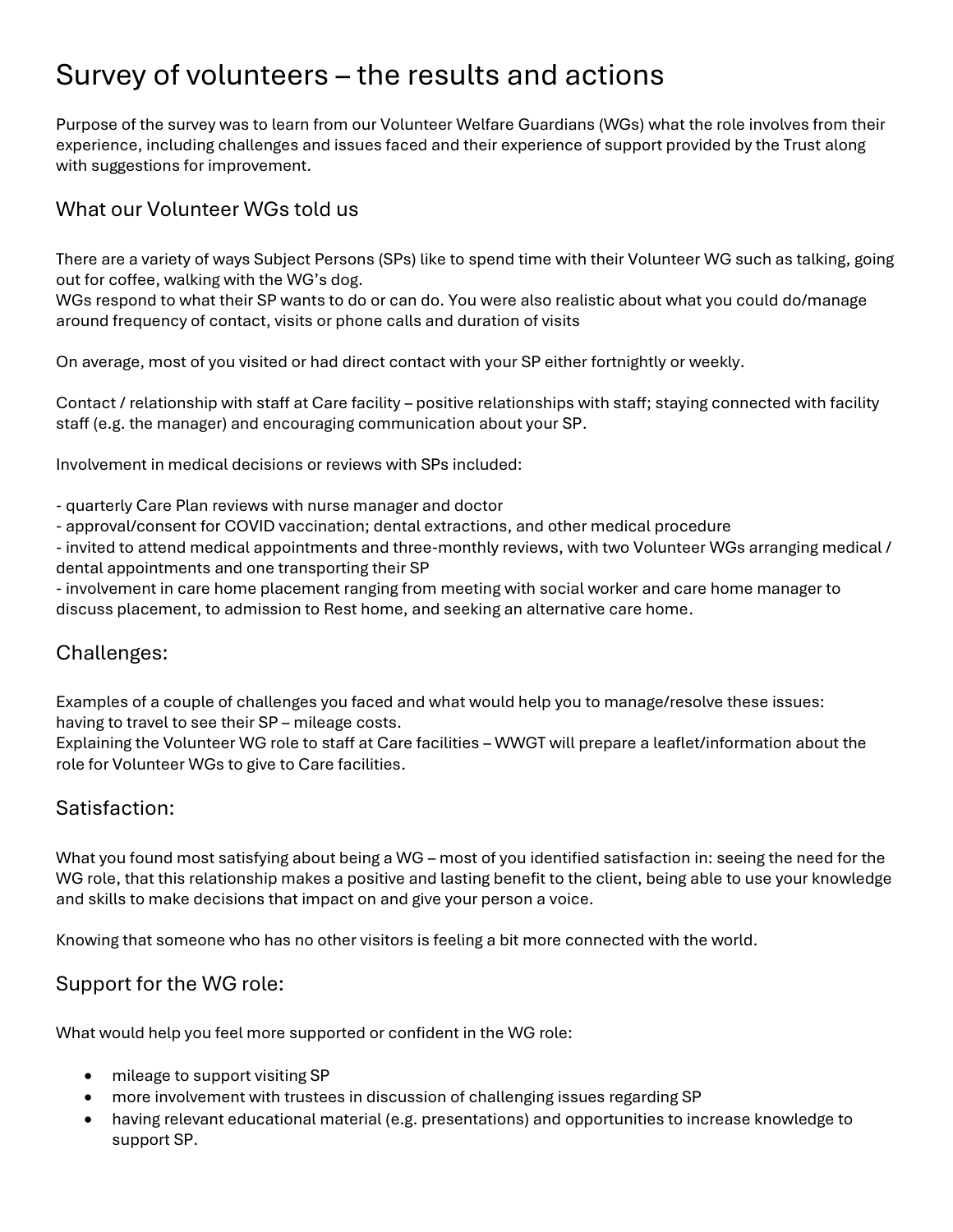# Survey of volunteers – the results and actions

Purpose of the survey was to learn from our Volunteer Welfare Guardians (WGs) what the role involves from their experience, including challenges and issues faced and their experience of support provided by the Trust along with suggestions for improvement.

## What our Volunteer WGs told us

There are a variety of ways Subject Persons (SPs) like to spend time with their Volunteer WG such as talking, going out for coffee, walking with the WG's dog.
WGs respond to what their SP wants to do or can do. You were also realistic about what you could do/manage around frequency of contact, visits or phone calls and duration of visits

On average, most of you visited or had direct contact with your SP either fortnightly or weekly.

Contact / relationship with staff at Care facility – positive relationships with staff; staying connected with facility staff (e.g. the manager) and encouraging communication about your SP.

Involvement in medical decisions or reviews with SPs included:

- quarterly Care Plan reviews with nurse manager and doctor
- approval/consent for COVID vaccination; dental extractions, and other medical procedure
- invited to attend medical appointments and three-monthly reviews, with two Volunteer WGs arranging medical / dental appointments and one transporting their SP
- involvement in care home placement ranging from meeting with social worker and care home manager to discuss placement, to admission to Rest home, and seeking an alternative care home.

## Challenges:

Examples of a couple of challenges you faced and what would help you to manage/resolve these issues:
having to travel to see their SP – mileage costs.
Explaining the Volunteer WG role to staff at Care facilities – WWGT will prepare a leaflet/information about the role for Volunteer WGs to give to Care facilities.

## Satisfaction:

What you found most satisfying about being a WG – most of you identified satisfaction in: seeing the need for the WG role, that this relationship makes a positive and lasting benefit to the client, being able to use your knowledge and skills to make decisions that impact on and give your person a voice.

Knowing that someone who has no other visitors is feeling a bit more connected with the world.

## Support for the WG role:

What would help you feel more supported or confident in the WG role:

- mileage to support visiting SP
- more involvement with trustees in discussion of challenging issues regarding SP
- having relevant educational material (e.g. presentations) and opportunities to increase knowledge to support SP.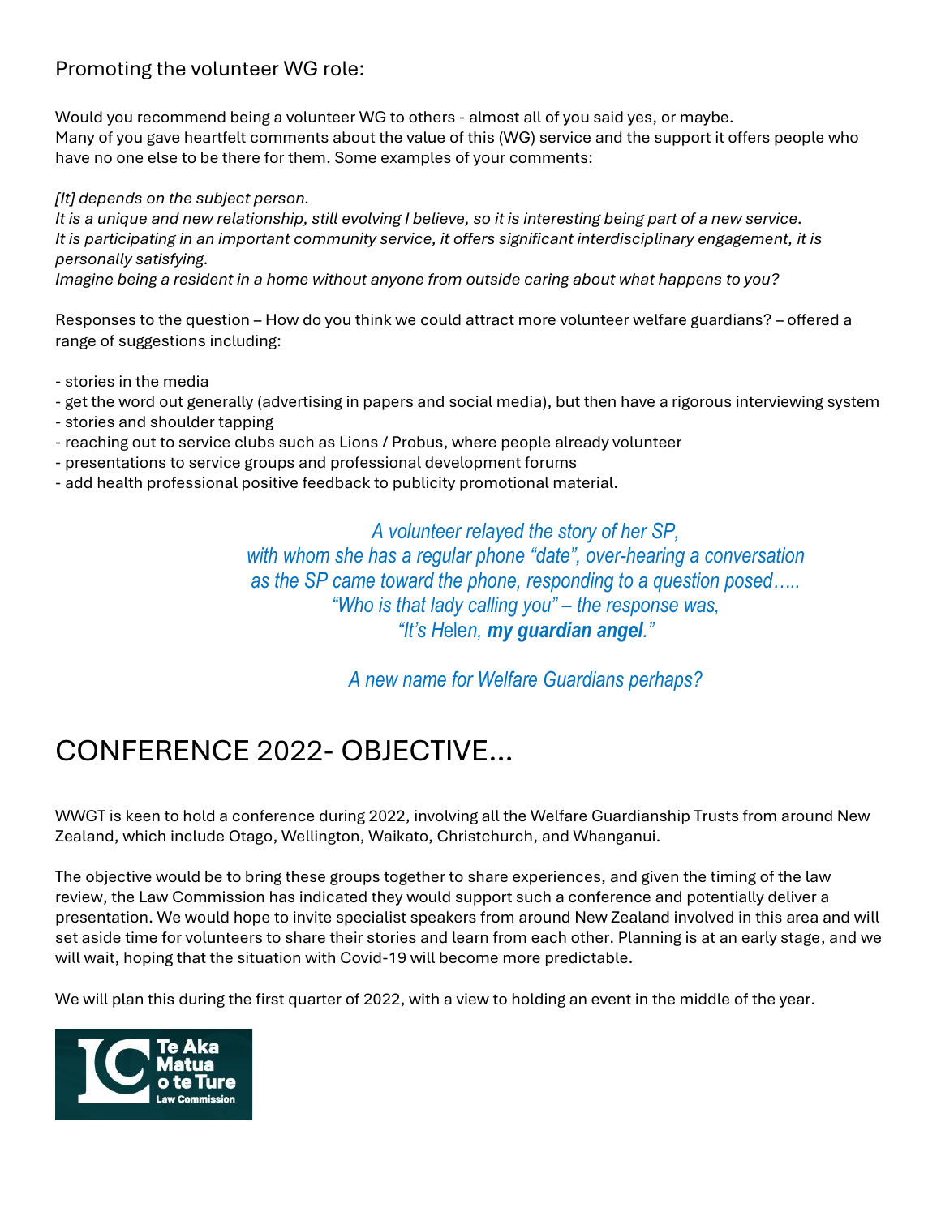## Promoting the volunteer WG role:

Would you recommend being a volunteer WG to others - almost all of you said yes, or maybe.
Many of you gave heartfelt comments about the value of this (WG) service and the support it offers people who have no one else to be there for them. Some examples of your comments:

*[It] depends on the subject person.*
*It is a unique and new relationship, still evolving I believe, so it is interesting being part of a new service.*
*It is participating in an important community service, it offers significant interdisciplinary engagement, it is personally satisfying.*
*Imagine being a resident in a home without anyone from outside caring about what happens to you?*

Responses to the question – How do you think we could attract more volunteer welfare guardians? – offered a range of suggestions including:

- stories in the media
- get the word out generally (advertising in papers and social media), but then have a rigorous interviewing system
- stories and shoulder tapping
- reaching out to service clubs such as Lions / Probus, where people already volunteer
- presentations to service groups and professional development forums
- add health professional positive feedback to publicity promotional material.

*A volunteer relayed the story of her SP,*
*with whom she has a regular phone "date", over-hearing a conversation*
*as the SP came toward the phone, responding to a question posed…..*
*"Who is that lady calling you" – the response was,*
*"It's Helen, **my guardian angel**."*

*A new name for Welfare Guardians perhaps?*

# CONFERENCE 2022- OBJECTIVE…

WWGT is keen to hold a conference during 2022, involving all the Welfare Guardianship Trusts from around New Zealand, which include Otago, Wellington, Waikato, Christchurch, and Whanganui.

The objective would be to bring these groups together to share experiences, and given the timing of the law review, the Law Commission has indicated they would support such a conference and potentially deliver a presentation. We would hope to invite specialist speakers from around New Zealand involved in this area and will set aside time for volunteers to share their stories and learn from each other. Planning is at an early stage, and we will wait, hoping that the situation with Covid-19 will become more predictable.

We will plan this during the first quarter of 2022, with a view to holding an event in the middle of the year.

Te Aka Matua o te Ture
Law Commission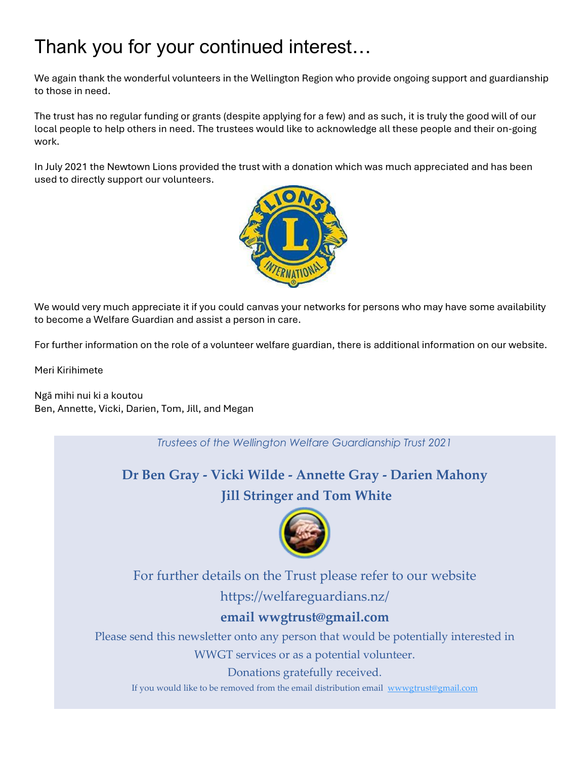# Thank you for your continued interest…

We again thank the wonderful volunteers in the Wellington Region who provide ongoing support and guardianship to those in need.

The trust has no regular funding or grants (despite applying for a few) and as such, it is truly the good will of our local people to help others in need. The trustees would like to acknowledge all these people and their on-going work.

In July 2021 the Newtown Lions provided the trust with a donation which was much appreciated and has been used to directly support our volunteers.

We would very much appreciate it if you could canvas your networks for persons who may have some availability to become a Welfare Guardian and assist a person in care.

For further information on the role of a volunteer welfare guardian, there is additional information on our website.

Meri Kirihimete

Ngā mihi nui ki a koutou
Ben, Annette, Vicki, Darien, Tom, Jill, and Megan

*Trustees of the Wellington Welfare Guardianship Trust 2021*

**Dr Ben Gray - Vicki Wilde - Annette Gray - Darien Mahony**
**Jill Stringer and Tom White**

For further details on the Trust please refer to our website
https://welfareguardians.nz/

**email wwgtrust@gmail.com**

Please send this newsletter onto any person that would be potentially interested in WWGT services or as a potential volunteer.

Donations gratefully received.

If you would like to be removed from the email distribution email wwwgtrust@gmail.com